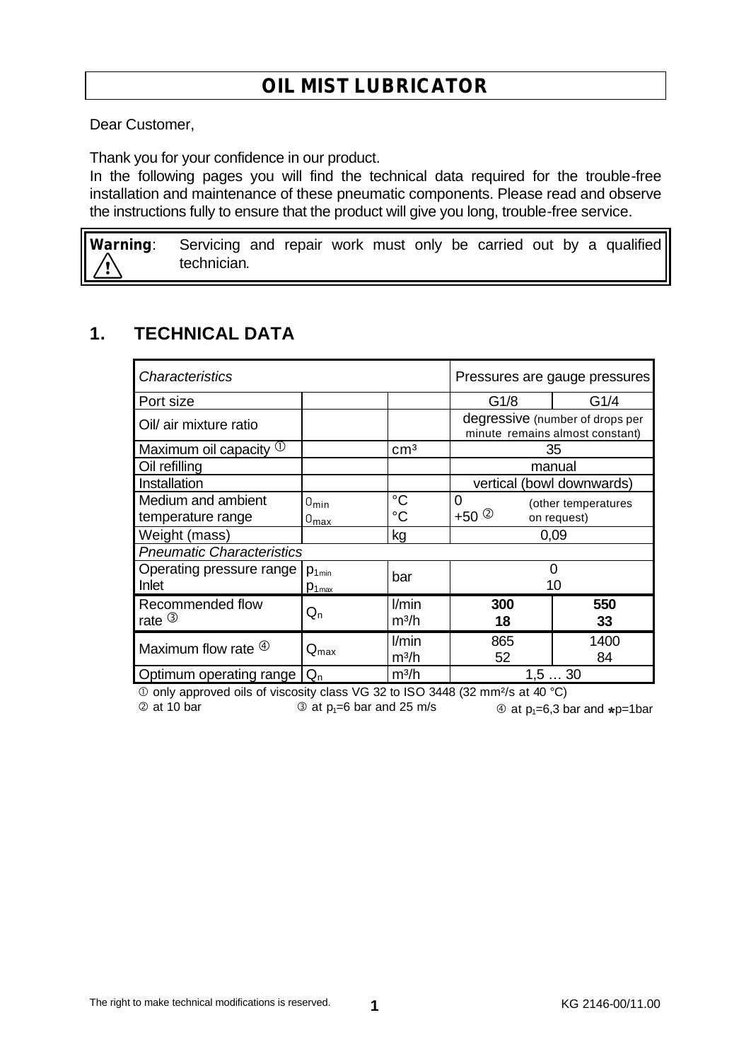# OIL MIST LUBRICATOR

Dear Customer,

Thank you for your confidence in our product.
In the following pages you will find the technical data required for the trouble-free installation and maintenance of these pneumatic components. Please read and observe the instructions fully to ensure that the product will give you long, trouble-free service.

> **Warning**: Servicing and repair work must only be carried out by a qualified technician.

## 1. TECHNICAL DATA

| *Characteristics* | | | Pressures are gauge pressures | |
|---|---|---|---|---|
| Port size | | | G1/8 | G1/4 |
| Oil/ air mixture ratio | | | degressive (number of drops per minute remains almost constant) | |
| Maximum oil capacity ① | | cm³ | 35 | |
| Oil refilling | | | manual | |
| Installation | | | vertical (bowl downwards) | |
| Medium and ambient temperature range | $\vartheta_{min}$<br>$\vartheta_{max}$ | °C<br>°C | 0<br>+50 ② (other temperatures on request) | |
| Weight (mass) | | kg | 0,09 | |
| *Pneumatic Characteristics* | | | | |
| Operating pressure range Inlet | $p_{1min}$<br>$p_{1max}$ | bar | 0<br>10 | |
| Recommended flow rate ③ | $Q_n$ | l/min<br>m³/h | **300**<br>**18** | **550**<br>**33** |
| Maximum flow rate ④ | $Q_{max}$ | l/min<br>m³/h | 865<br>52 | 1400<br>84 |
| Optimum operating range | $Q_n$ | m³/h | 1,5 … 30 | |

① only approved oils of viscosity class VG 32 to ISO 3448 (32 mm²/s at 40 °C)
② at 10 bar ③ at $p_1$=6 bar and 25 m/s ④ at $p_1$=6,3 bar and $\Delta p$=1bar

The right to make technical modifications is reserved. KG 2146-00/11.00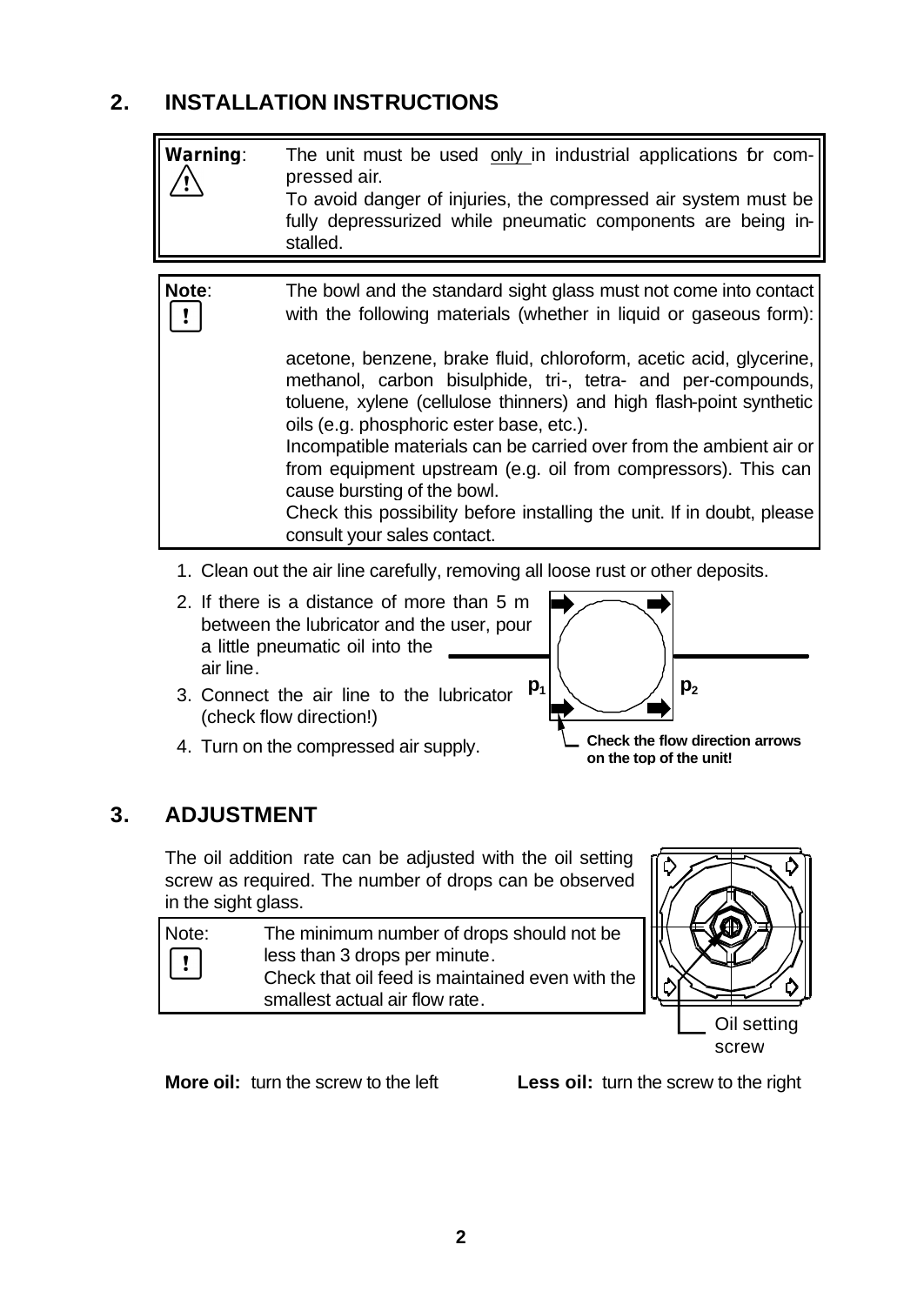## 2. INSTALLATION INSTRUCTIONS

**Warning**: The unit must be used only in industrial applications for compressed air.
To avoid danger of injuries, the compressed air system must be fully depressurized while pneumatic components are being installed.

**Note**: The bowl and the standard sight glass must not come into contact with the following materials (whether in liquid or gaseous form):

acetone, benzene, brake fluid, chloroform, acetic acid, glycerine, methanol, carbon bisulphide, tri-, tetra- and per-compounds, toluene, xylene (cellulose thinners) and high flash-point synthetic oils (e.g. phosphoric ester base, etc.).
Incompatible materials can be carried over from the ambient air or from equipment upstream (e.g. oil from compressors). This can cause bursting of the bowl.
Check this possibility before installing the unit. If in doubt, please consult your sales contact.

1. Clean out the air line carefully, removing all loose rust or other deposits.
2. If there is a distance of more than 5 m between the lubricator and the user, pour a little pneumatic oil into the air line.
3. Connect the air line to the lubricator (check flow direction!)
4. Turn on the compressed air supply.

$p_1$ $p_2$

**Check the flow direction arrows on the top of the unit!**

## 3. ADJUSTMENT

The oil addition rate can be adjusted with the oil setting screw as required. The number of drops can be observed in the sight glass.

Note: The minimum number of drops should not be less than 3 drops per minute.
Check that oil feed is maintained even with the smallest actual air flow rate.

Oil setting screw

**More oil:** turn the screw to the left **Less oil:** turn the screw to the right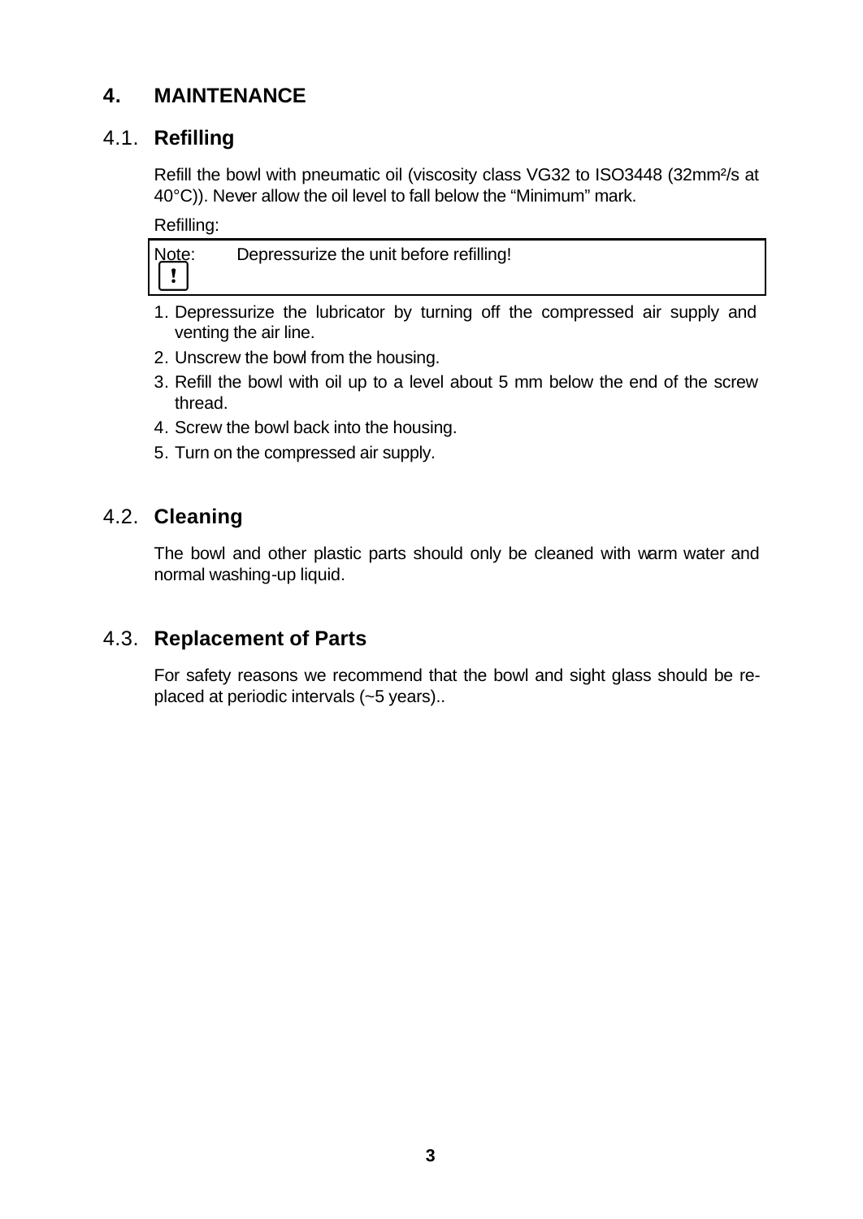# 4. MAINTENANCE

## 4.1. Refilling

Refill the bowl with pneumatic oil (viscosity class VG32 to ISO3448 (32mm²/s at 40°C)). Never allow the oil level to fall below the "Minimum" mark.

Refilling:

> Note: **!** Depressurize the unit before refilling!

1. Depressurize the lubricator by turning off the compressed air supply and venting the air line.
2. Unscrew the bowl from the housing.
3. Refill the bowl with oil up to a level about 5 mm below the end of the screw thread.
4. Screw the bowl back into the housing.
5. Turn on the compressed air supply.

## 4.2. Cleaning

The bowl and other plastic parts should only be cleaned with warm water and normal washing-up liquid.

## 4.3. Replacement of Parts

For safety reasons we recommend that the bowl and sight glass should be replaced at periodic intervals (~5 years)..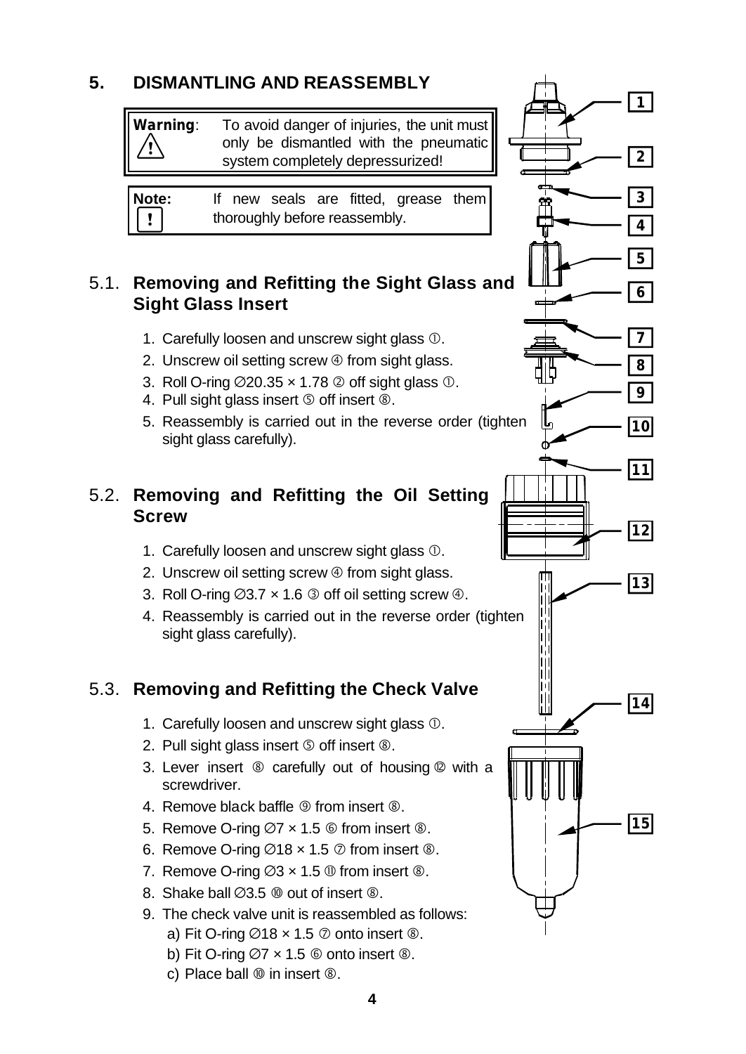# 5. DISMANTLING AND REASSEMBLY

> **Warning**: To avoid danger of injuries, the unit must only be dismantled with the pneumatic system completely depressurized!

> **Note:** If new seals are fitted, grease them thoroughly before reassembly.

## 5.1. Removing and Refitting the Sight Glass and Sight Glass Insert

1. Carefully loosen and unscrew sight glass ①.
2. Unscrew oil setting screw ④ from sight glass.
3. Roll O-ring ∅20.35 × 1.78 ② off sight glass ①.
4. Pull sight glass insert ⑤ off insert ⑧.
5. Reassembly is carried out in the reverse order (tighten sight glass carefully).

## 5.2. Removing and Refitting the Oil Setting Screw

1. Carefully loosen and unscrew sight glass ①.
2. Unscrew oil setting screw ④ from sight glass.
3. Roll O-ring ∅3.7 × 1.6 ③ off oil setting screw ④.
4. Reassembly is carried out in the reverse order (tighten sight glass carefully).

## 5.3. Removing and Refitting the Check Valve

1. Carefully loosen and unscrew sight glass ①.
2. Pull sight glass insert ⑤ off insert ⑧.
3. Lever insert ⑧ carefully out of housing ⑫ with a screwdriver.
4. Remove black baffle ⑨ from insert ⑧.
5. Remove O-ring ∅7 × 1.5 ⑥ from insert ⑧.
6. Remove O-ring ∅18 × 1.5 ⑦ from insert ⑧.
7. Remove O-ring ∅3 × 1.5 ⑪ from insert ⑧.
8. Shake ball ∅3.5 ⑩ out of insert ⑧.
9. The check valve unit is reassembled as follows:
   a) Fit O-ring ∅18 × 1.5 ⑦ onto insert ⑧.
   b) Fit O-ring ∅7 × 1.5 ⑥ onto insert ⑧.
   c) Place ball ⑩ in insert ⑧.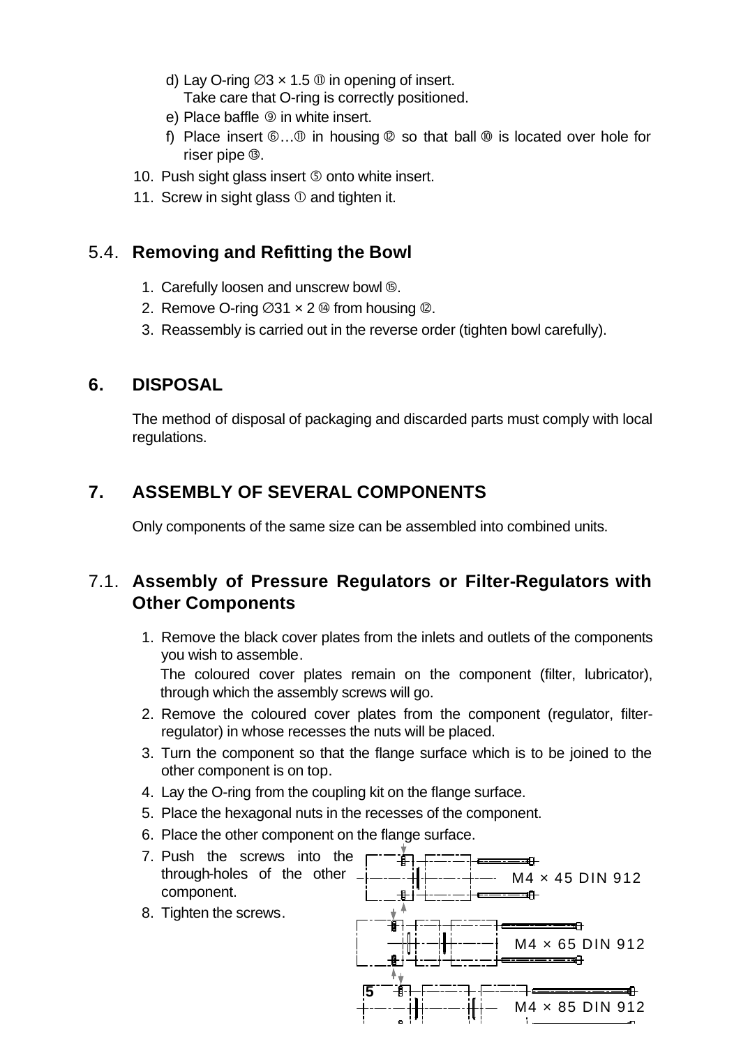d) Lay O-ring ∅3 × 1.5 ⑪ in opening of insert.
   Take care that O-ring is correctly positioned.
e) Place baffle ⑨ in white insert.
f) Place insert ⑥…⑪ in housing ⑫ so that ball ⑩ is located over hole for riser pipe ⑬.

10. Push sight glass insert ⑤ onto white insert.
11. Screw in sight glass ① and tighten it.

## 5.4. **Removing and Refitting the Bowl**

1. Carefully loosen and unscrew bowl ⑮.
2. Remove O-ring ∅31 × 2 ⑭ from housing ⑫.
3. Reassembly is carried out in the reverse order (tighten bowl carefully).

# 6. DISPOSAL

The method of disposal of packaging and discarded parts must comply with local regulations.

# 7. ASSEMBLY OF SEVERAL COMPONENTS

Only components of the same size can be assembled into combined units.

## 7.1. **Assembly of Pressure Regulators or Filter-Regulators with Other Components**

1. Remove the black cover plates from the inlets and outlets of the components you wish to assemble.
   The coloured cover plates remain on the component (filter, lubricator), through which the assembly screws will go.
2. Remove the coloured cover plates from the component (regulator, filter-regulator) in whose recesses the nuts will be placed.
3. Turn the component so that the flange surface which is to be joined to the other component is on top.
4. Lay the O-ring from the coupling kit on the flange surface.
5. Place the hexagonal nuts in the recesses of the component.
6. Place the other component on the flange surface.
7. Push the screws into the through-holes of the other component.
8. Tighten the screws.

M4 × 45 DIN 912

M4 × 65 DIN 912

M4 × 85 DIN 912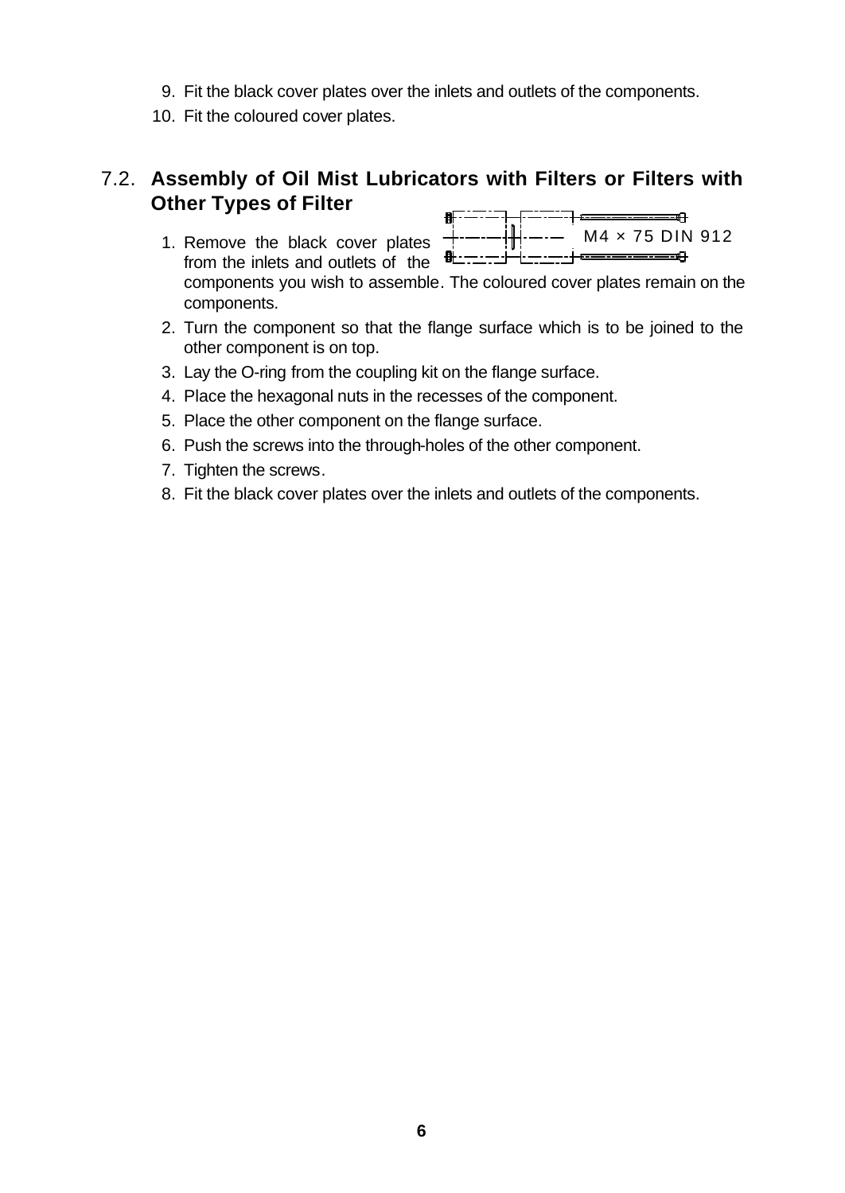9. Fit the black cover plates over the inlets and outlets of the components.
10. Fit the coloured cover plates.

## 7.2. Assembly of Oil Mist Lubricators with Filters or Filters with Other Types of Filter

M4 × 75 DIN 912

1. Remove the black cover plates from the inlets and outlets of the components you wish to assemble. The coloured cover plates remain on the components.
2. Turn the component so that the flange surface which is to be joined to the other component is on top.
3. Lay the O-ring from the coupling kit on the flange surface.
4. Place the hexagonal nuts in the recesses of the component.
5. Place the other component on the flange surface.
6. Push the screws into the through-holes of the other component.
7. Tighten the screws.
8. Fit the black cover plates over the inlets and outlets of the components.